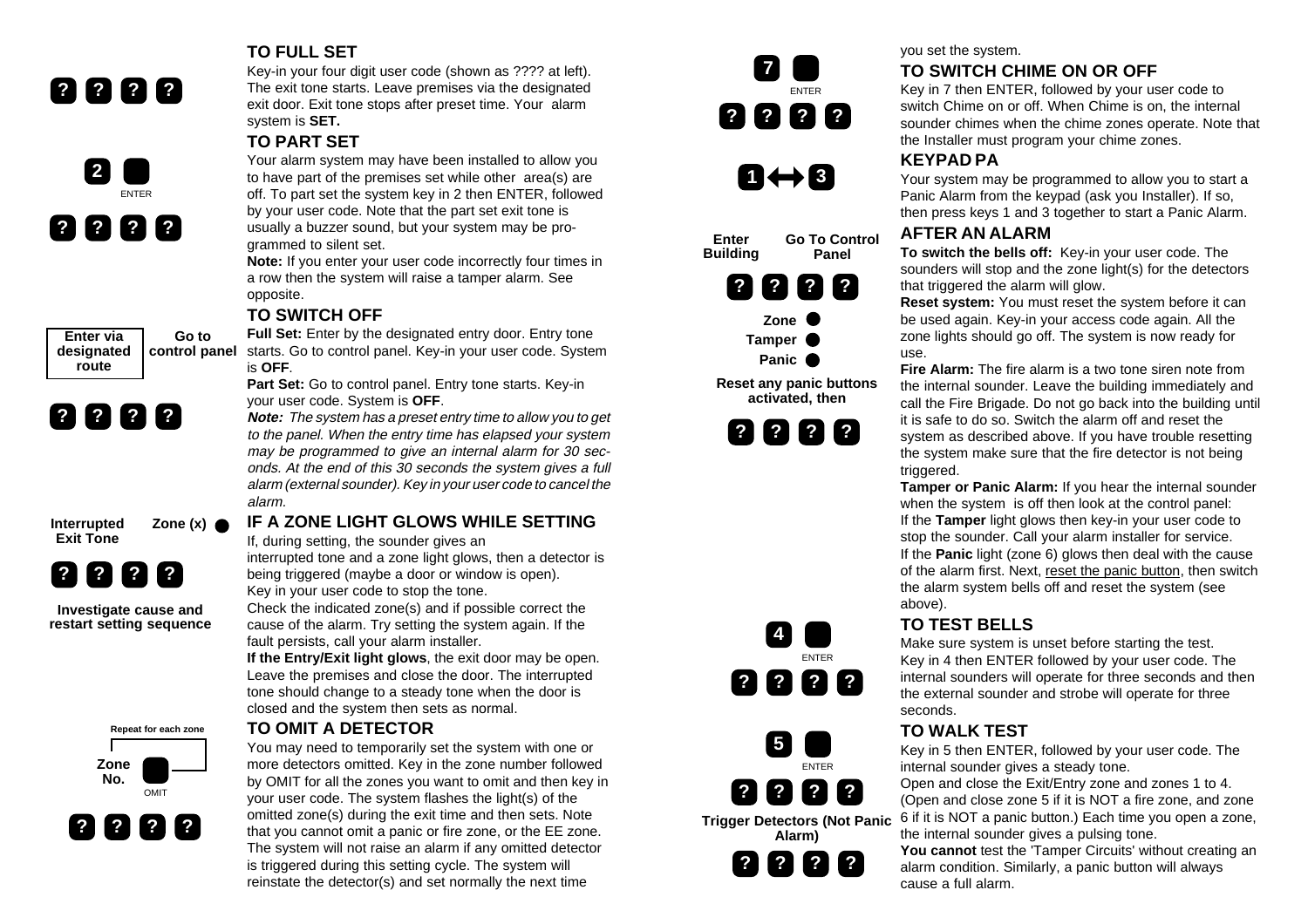## TO FULL SET

Key-in your four digit user code (shown as ???? at left). The exit tone starts. Leave premises via the designated exit door. Exit tone stops after preset time. Your alarm system is **SET.**

? ? ? ?

## TO PART SET

Your alarm system may have been installed to allow you to have part of the premises set while other area(s) are off. To part set the system key in 2 then ENTER, followed by your user code. Note that the part set exit tone is usually a buzzer sound, but your system may be programmed to silent set.

**Note:** If you enter your user code incorrectly four times in a row then the system will raise a tamper alarm. See opposite.

2 ENTER

? ? ? ?

## TO SWITCH OFF

**Full Set:** Enter by the designated entry door. Entry tone starts. Go to control panel. Key-in your user code. System is **OFF**.

**Part Set:** Go to control panel. Entry tone starts. Key-in your user code. System is **OFF**.

***Note:*** *The system has a preset entry time to allow you to get to the panel. When the entry time has elapsed your system may be programmed to give an internal alarm for 30 seconds. At the end of this 30 seconds the system gives a full alarm (external sounder). Key in your user code to cancel the alarm.*

**Enter via designated route** — **Go to control panel**

? ? ? ?

## IF A ZONE LIGHT GLOWS WHILE SETTING

If, during setting, the sounder gives an interrupted tone and a zone light glows, then a detector is being triggered (maybe a door or window is open). Key in your user code to stop the tone.

Check the indicated zone(s) and if possible correct the cause of the alarm. Try setting the system again. If the fault persists, call your alarm installer.

**If the Entry/Exit light glows**, the exit door may be open. Leave the premises and close the door. The interrupted tone should change to a steady tone when the door is closed and the system then sets as normal.

**Interrupted Exit Tone** — **Zone (x)**

? ? ? ?

**Investigate cause and restart setting sequence**

## TO OMIT A DETECTOR

You may need to temporarily set the system with one or more detectors omitted. Key in the zone number followed by OMIT for all the zones you want to omit and then key in your user code. The system flashes the light(s) of the omitted zone(s) during the exit time and then sets. Note that you cannot omit a panic or fire zone, or the EE zone. The system will not raise an alarm if any omitted detector is triggered during this setting cycle. The system will reinstate the detector(s) and set normally the next time you set the system.

**Repeat for each zone**

**Zone No.** OMIT

? ? ? ?

## TO SWITCH CHIME ON OR OFF

Key in 7 then ENTER, followed by your user code to switch Chime on or off. When Chime is on, the internal sounder chimes when the chime zones operate. Note that the Installer must program your chime zones.

7 ENTER

? ? ? ?

## KEYPAD PA

Your system may be programmed to allow you to start a Panic Alarm from the keypad (ask you Installer). If so, then press keys 1 and 3 together to start a Panic Alarm.

1 ⟷ 3

## AFTER AN ALARM

**To switch the bells off:** Key-in your user code. The sounders will stop and the zone light(s) for the detectors that triggered the alarm will glow.

**Reset system:** You must reset the system before it can be used again. Key-in your access code again. All the zone lights should go off. The system is now ready for use.

**Fire Alarm:** The fire alarm is a two tone siren note from the internal sounder. Leave the building immediately and call the Fire Brigade. Do not go back into the building until it is safe to do so. Switch the alarm off and reset the system as described above. If you have trouble resetting the system make sure that the fire detector is not being triggered.

**Tamper or Panic Alarm:** If you hear the internal sounder when the system is off then look at the control panel:
If the **Tamper** light glows then key-in your user code to stop the sounder. Call your alarm installer for service.
If the **Panic** light (zone 6) glows then deal with the cause of the alarm first. Next, reset the panic button, then switch the alarm system bells off and reset the system (see above).

**Enter Building** — **Go To Control Panel**

? ? ? ?

**Zone** ●
**Tamper** ●
**Panic** ●

**Reset any panic buttons activated, then**

? ? ? ?

## TO TEST BELLS

Make sure system is unset before starting the test. Key in 4 then ENTER followed by your user code. The internal sounders will operate for three seconds and then the external sounder and strobe will operate for three seconds.

4 ENTER

? ? ? ?

## TO WALK TEST

Key in 5 then ENTER, followed by your user code. The internal sounder gives a steady tone.
Open and close the Exit/Entry zone and zones 1 to 4. (Open and close zone 5 if it is NOT a fire zone, and zone 6 if it is NOT a panic button.) Each time you open a zone, the internal sounder gives a pulsing tone.

**You cannot** test the 'Tamper Circuits' without creating an alarm condition. Similarly, a panic button will always cause a full alarm.

5 ENTER

? ? ? ?

**Trigger Detectors (Not Panic Alarm)**

? ? ? ?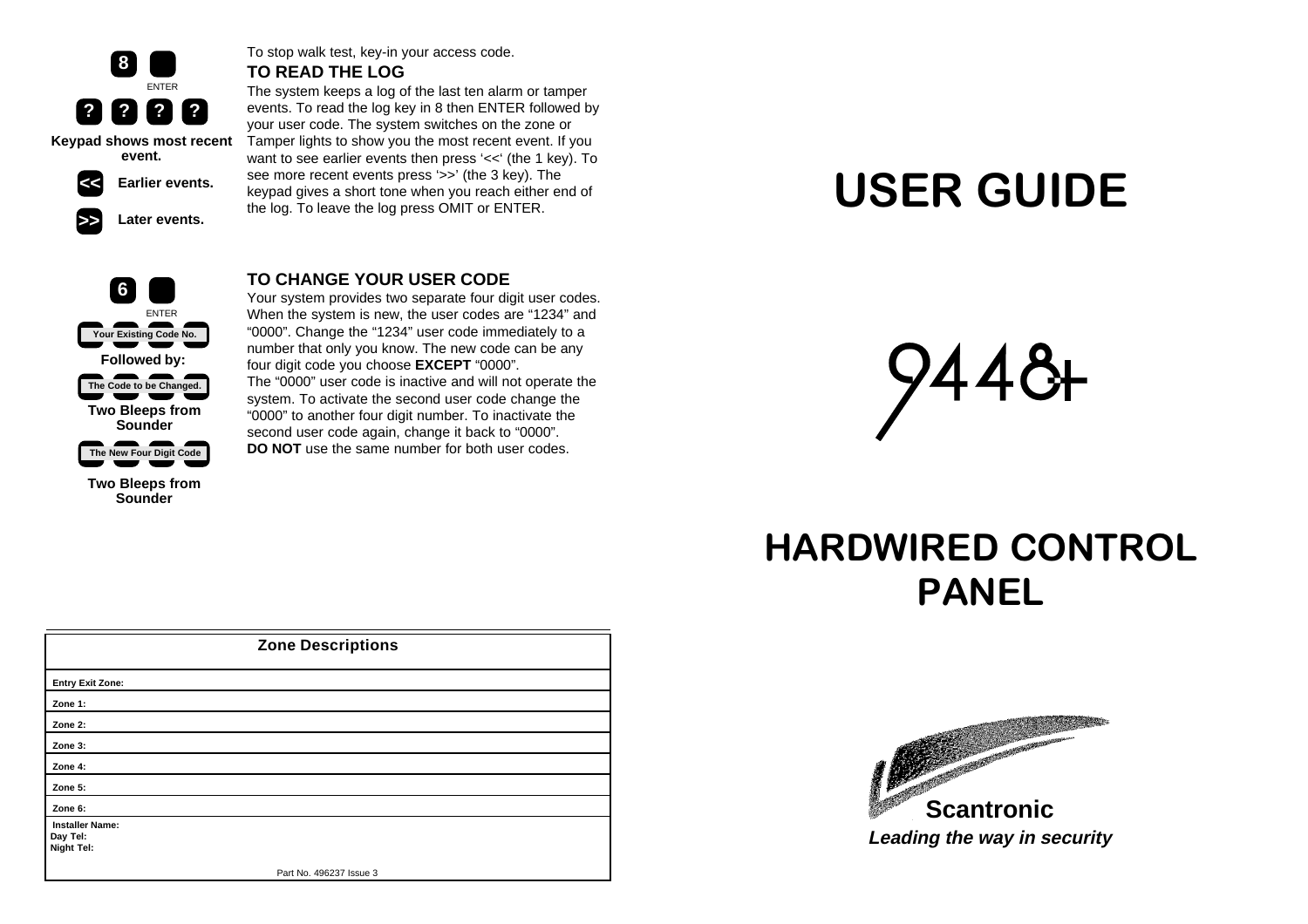8 ENTER

? ? ? ?

**Keypad shows most recent event.**

**<< Earlier events.**

**>> Later events.**

To stop walk test, key-in your access code.

## TO READ THE LOG

The system keeps a log of the last ten alarm or tamper events. To read the log key in 8 then ENTER followed by your user code. The system switches on the zone or Tamper lights to show you the most recent event. If you want to see earlier events then press '<<' (the 1 key). To see more recent events press '>>' (the 3 key). The keypad gives a short tone when you reach either end of the log. To leave the log press OMIT or ENTER.

6 ENTER

Your Existing Code No.

**Followed by:**

The Code to be Changed.

**Two Bleeps from Sounder**

The New Four Digit Code

**Two Bleeps from Sounder**

## TO CHANGE YOUR USER CODE

Your system provides two separate four digit user codes. When the system is new, the user codes are "1234" and "0000". Change the "1234" user code immediately to a number that only you know. The new code can be any four digit code you choose **EXCEPT** "0000".
The "0000" user code is inactive and will not operate the system. To activate the second user code change the "0000" to another four digit number. To inactivate the second user code again, change it back to "0000".
**DO NOT** use the same number for both user codes.

| Zone Descriptions |
|---|
| Entry Exit Zone: |
| Zone 1: |
| Zone 2: |
| Zone 3: |
| Zone 4: |
| Zone 5: |
| Zone 6: |
| Installer Name:<br>Day Tel:<br>Night Tel: |

Part No. 496237 Issue 3

# USER GUIDE

# 9448+

# HARDWIRED CONTROL PANEL

**Scantronic**

***Leading the way in security***